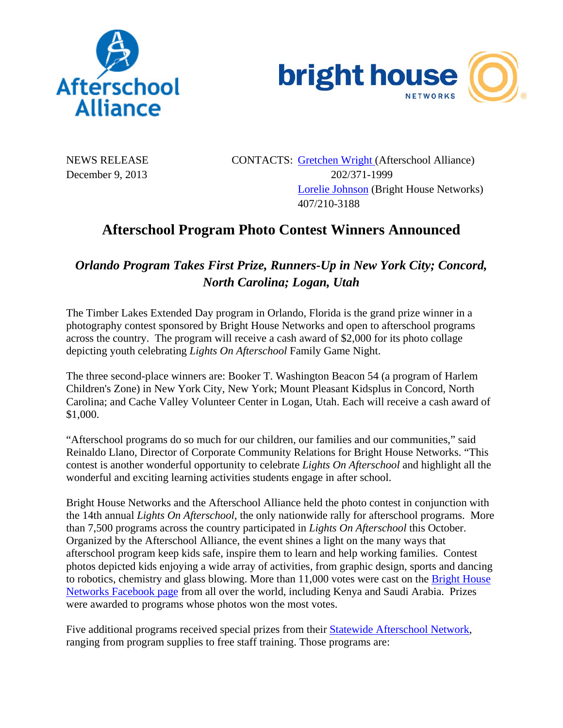NEWS RELEASE
December 9, 2013

CONTACTS: [Gretchen Wright](#) (Afterschool Alliance)
202/371-1999
[Lorelie Johnson](#) (Bright House Networks)
407/210-3188

# Afterschool Program Photo Contest Winners Announced

## *Orlando Program Takes First Prize, Runners-Up in New York City; Concord, North Carolina; Logan, Utah*

The Timber Lakes Extended Day program in Orlando, Florida is the grand prize winner in a photography contest sponsored by Bright House Networks and open to afterschool programs across the country. The program will receive a cash award of $2,000 for its photo collage depicting youth celebrating *Lights On Afterschool* Family Game Night.

The three second-place winners are: Booker T. Washington Beacon 54 (a program of Harlem Children's Zone) in New York City, New York; Mount Pleasant Kidsplus in Concord, North Carolina; and Cache Valley Volunteer Center in Logan, Utah. Each will receive a cash award of $1,000.

"Afterschool programs do so much for our children, our families and our communities," said Reinaldo Llano, Director of Corporate Community Relations for Bright House Networks. "This contest is another wonderful opportunity to celebrate *Lights On Afterschool* and highlight all the wonderful and exciting learning activities students engage in after school.

Bright House Networks and the Afterschool Alliance held the photo contest in conjunction with the 14th annual *Lights On Afterschool,* the only nationwide rally for afterschool programs. More than 7,500 programs across the country participated in *Lights On Afterschool* this October. Organized by the Afterschool Alliance, the event shines a light on the many ways that afterschool program keep kids safe, inspire them to learn and help working families. Contest photos depicted kids enjoying a wide array of activities, from graphic design, sports and dancing to robotics, chemistry and glass blowing. More than 11,000 votes were cast on the [Bright House Networks Facebook page](#) from all over the world, including Kenya and Saudi Arabia. Prizes were awarded to programs whose photos won the most votes.

Five additional programs received special prizes from their [Statewide Afterschool Network](#), ranging from program supplies to free staff training. Those programs are: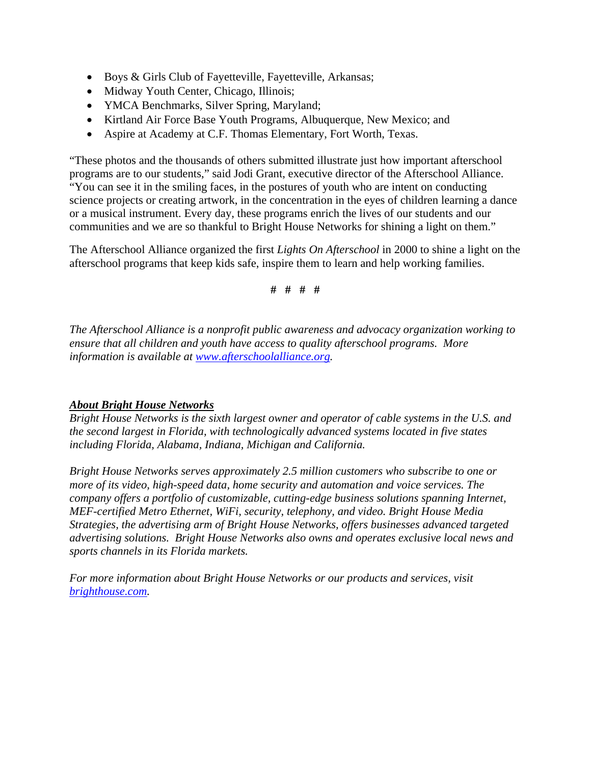- Boys & Girls Club of Fayetteville, Fayetteville, Arkansas;
- Midway Youth Center, Chicago, Illinois;
- YMCA Benchmarks, Silver Spring, Maryland;
- Kirtland Air Force Base Youth Programs, Albuquerque, New Mexico; and
- Aspire at Academy at C.F. Thomas Elementary, Fort Worth, Texas.

"These photos and the thousands of others submitted illustrate just how important afterschool programs are to our students," said Jodi Grant, executive director of the Afterschool Alliance. "You can see it in the smiling faces, in the postures of youth who are intent on conducting science projects or creating artwork, in the concentration in the eyes of children learning a dance or a musical instrument. Every day, these programs enrich the lives of our students and our communities and we are so thankful to Bright House Networks for shining a light on them."

The Afterschool Alliance organized the first *Lights On Afterschool* in 2000 to shine a light on the afterschool programs that keep kids safe, inspire them to learn and help working families.

**# # # #**

*The Afterschool Alliance is a nonprofit public awareness and advocacy organization working to ensure that all children and youth have access to quality afterschool programs. More information is available at [www.afterschoolalliance.org](http://www.afterschoolalliance.org).*

***About Bright House Networks***

*Bright House Networks is the sixth largest owner and operator of cable systems in the U.S. and the second largest in Florida, with technologically advanced systems located in five states including Florida, Alabama, Indiana, Michigan and California.*

*Bright House Networks serves approximately 2.5 million customers who subscribe to one or more of its video, high-speed data, home security and automation and voice services. The company offers a portfolio of customizable, cutting-edge business solutions spanning Internet, MEF-certified Metro Ethernet, WiFi, security, telephony, and video. Bright House Media Strategies, the advertising arm of Bright House Networks, offers businesses advanced targeted advertising solutions. Bright House Networks also owns and operates exclusive local news and sports channels in its Florida markets.*

*For more information about Bright House Networks or our products and services, visit [brighthouse.com](http://brighthouse.com).*